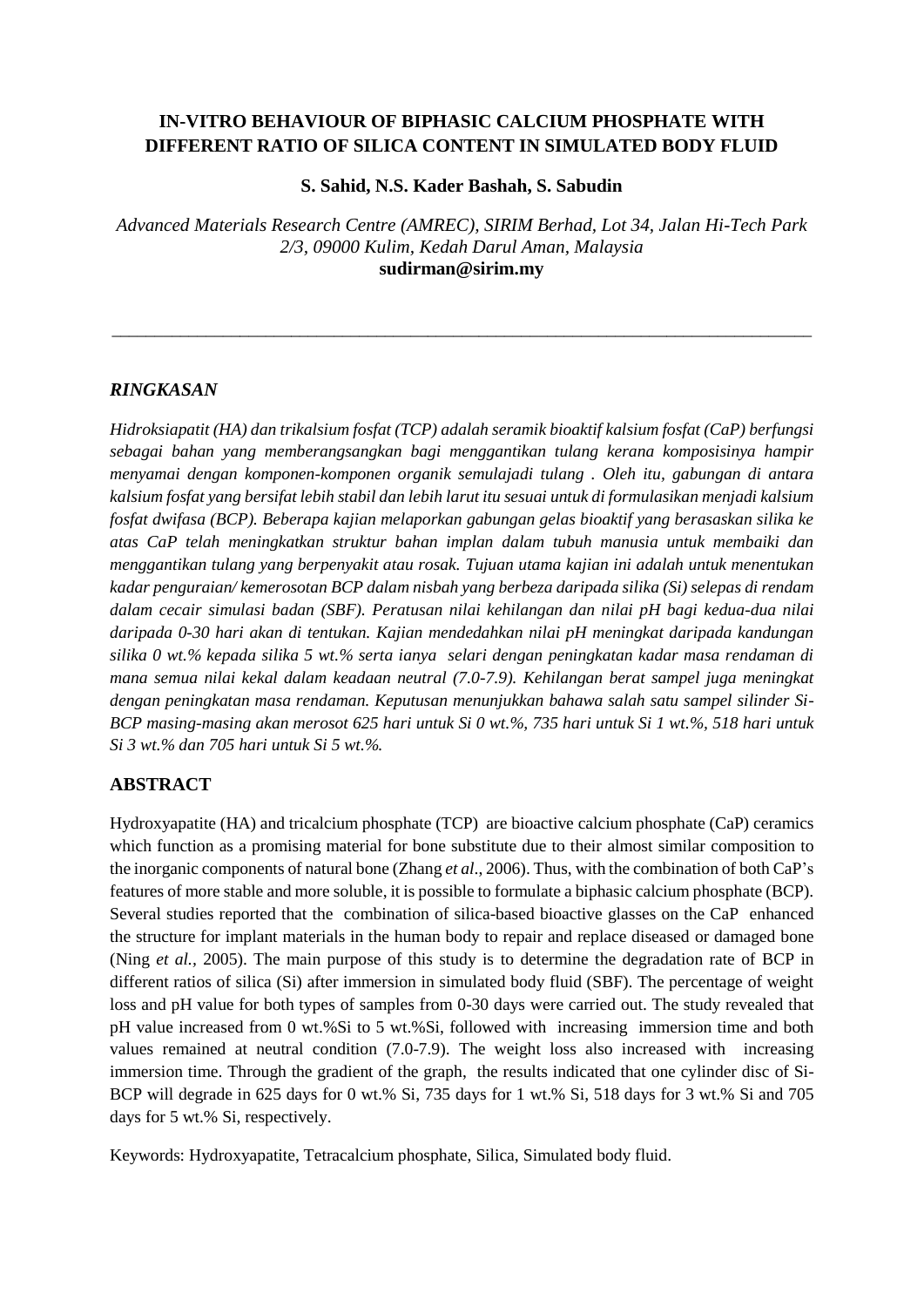# IN-VITRO BEHAVIOUR OF BIPHASIC CALCIUM PHOSPHATE WITH DIFFERENT RATIO OF SILICA CONTENT IN SIMULATED BODY FLUID

**S. Sahid, N.S. Kader Bashah, S. Sabudin**

*Advanced Materials Research Centre (AMREC), SIRIM Berhad, Lot 34, Jalan Hi-Tech Park 2/3, 09000 Kulim, Kedah Darul Aman, Malaysia*
**sudirman@sirim.my**

---

## *RINGKASAN*

*Hidroksiapatit (HA) dan trikalsium fosfat (TCP) adalah seramik bioaktif kalsium fosfat (CaP) berfungsi sebagai bahan yang memberangsangkan bagi menggantikan tulang kerana komposisinya hampir menyamai dengan komponen-komponen organik semulajadi tulang . Oleh itu, gabungan di antara kalsium fosfat yang bersifat lebih stabil dan lebih larut itu sesuai untuk di formulasikan menjadi kalsium fosfat dwifasa (BCP). Beberapa kajian melaporkan gabungan gelas bioaktif yang berasaskan silika ke atas CaP telah meningkatkan struktur bahan implan dalam tubuh manusia untuk membaiki dan menggantikan tulang yang berpenyakit atau rosak. Tujuan utama kajian ini adalah untuk menentukan kadar penguraian/ kemerosotan BCP dalam nisbah yang berbeza daripada silika (Si) selepas di rendam dalam cecair simulasi badan (SBF). Peratusan nilai kehilangan dan nilai pH bagi kedua-dua nilai daripada 0-30 hari akan di tentukan. Kajian mendedahkan nilai pH meningkat daripada kandungan silika 0 wt.% kepada silika 5 wt.% serta ianya selari dengan peningkatan kadar masa rendaman di mana semua nilai kekal dalam keadaan neutral (7.0-7.9). Kehilangan berat sampel juga meningkat dengan peningkatan masa rendaman. Keputusan menunjukkan bahawa salah satu sampel silinder Si-BCP masing-masing akan merosot 625 hari untuk Si 0 wt.%, 735 hari untuk Si 1 wt.%, 518 hari untuk Si 3 wt.% dan 705 hari untuk Si 5 wt.%.*

## ABSTRACT

Hydroxyapatite (HA) and tricalcium phosphate (TCP) are bioactive calcium phosphate (CaP) ceramics which function as a promising material for bone substitute due to their almost similar composition to the inorganic components of natural bone (Zhang *et al*., 2006). Thus, with the combination of both CaP's features of more stable and more soluble, it is possible to formulate a biphasic calcium phosphate (BCP). Several studies reported that the combination of silica-based bioactive glasses on the CaP enhanced the structure for implant materials in the human body to repair and replace diseased or damaged bone (Ning *et al.,* 2005). The main purpose of this study is to determine the degradation rate of BCP in different ratios of silica (Si) after immersion in simulated body fluid (SBF). The percentage of weight loss and pH value for both types of samples from 0-30 days were carried out. The study revealed that pH value increased from 0 wt.%Si to 5 wt.%Si, followed with increasing immersion time and both values remained at neutral condition (7.0-7.9). The weight loss also increased with increasing immersion time. Through the gradient of the graph, the results indicated that one cylinder disc of Si-BCP will degrade in 625 days for 0 wt.% Si, 735 days for 1 wt.% Si, 518 days for 3 wt.% Si and 705 days for 5 wt.% Si, respectively.

Keywords: Hydroxyapatite, Tetracalcium phosphate, Silica, Simulated body fluid.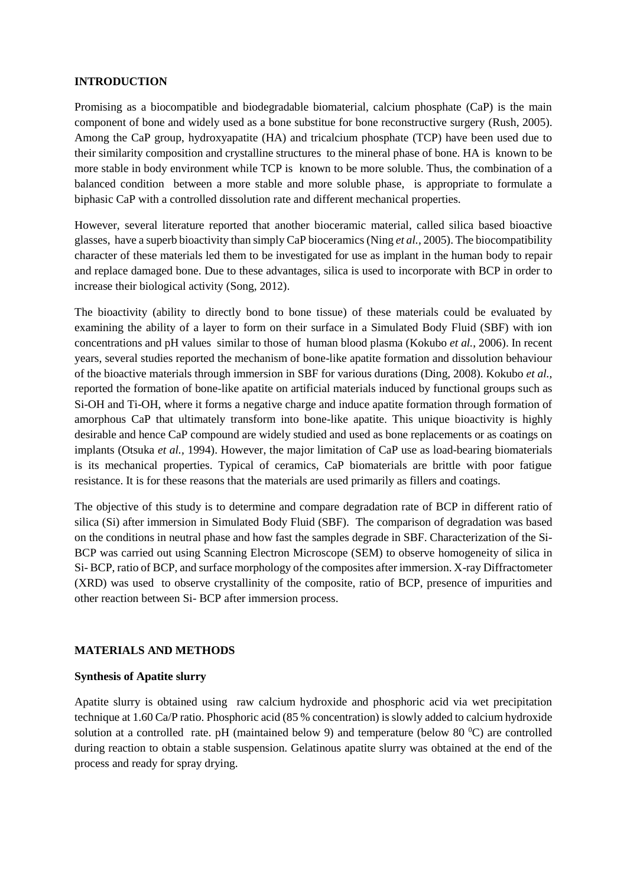## INTRODUCTION

Promising as a biocompatible and biodegradable biomaterial, calcium phosphate (CaP) is the main component of bone and widely used as a bone substitue for bone reconstructive surgery (Rush, 2005). Among the CaP group, hydroxyapatite (HA) and tricalcium phosphate (TCP) have been used due to their similarity composition and crystalline structures to the mineral phase of bone. HA is known to be more stable in body environment while TCP is known to be more soluble. Thus, the combination of a balanced condition between a more stable and more soluble phase, is appropriate to formulate a biphasic CaP with a controlled dissolution rate and different mechanical properties.

However, several literature reported that another bioceramic material, called silica based bioactive glasses, have a superb bioactivity than simply CaP bioceramics (Ning *et al.,* 2005). The biocompatibility character of these materials led them to be investigated for use as implant in the human body to repair and replace damaged bone. Due to these advantages, silica is used to incorporate with BCP in order to increase their biological activity (Song, 2012).

The bioactivity (ability to directly bond to bone tissue) of these materials could be evaluated by examining the ability of a layer to form on their surface in a Simulated Body Fluid (SBF) with ion concentrations and pH values similar to those of human blood plasma (Kokubo *et al.,* 2006). In recent years, several studies reported the mechanism of bone-like apatite formation and dissolution behaviour of the bioactive materials through immersion in SBF for various durations (Ding, 2008). Kokubo *et al.,* reported the formation of bone-like apatite on artificial materials induced by functional groups such as Si-OH and Ti-OH, where it forms a negative charge and induce apatite formation through formation of amorphous CaP that ultimately transform into bone-like apatite. This unique bioactivity is highly desirable and hence CaP compound are widely studied and used as bone replacements or as coatings on implants (Otsuka *et al.,* 1994). However, the major limitation of CaP use as load-bearing biomaterials is its mechanical properties. Typical of ceramics, CaP biomaterials are brittle with poor fatigue resistance. It is for these reasons that the materials are used primarily as fillers and coatings.

The objective of this study is to determine and compare degradation rate of BCP in different ratio of silica (Si) after immersion in Simulated Body Fluid (SBF). The comparison of degradation was based on the conditions in neutral phase and how fast the samples degrade in SBF. Characterization of the Si-BCP was carried out using Scanning Electron Microscope (SEM) to observe homogeneity of silica in Si- BCP, ratio of BCP, and surface morphology of the composites after immersion. X-ray Diffractometer (XRD) was used to observe crystallinity of the composite, ratio of BCP, presence of impurities and other reaction between Si- BCP after immersion process.

## MATERIALS AND METHODS

### Synthesis of Apatite slurry

Apatite slurry is obtained using raw calcium hydroxide and phosphoric acid via wet precipitation technique at 1.60 Ca/P ratio. Phosphoric acid (85 % concentration) is slowly added to calcium hydroxide solution at a controlled rate. pH (maintained below 9) and temperature (below 80 $^0$C) are controlled during reaction to obtain a stable suspension. Gelatinous apatite slurry was obtained at the end of the process and ready for spray drying.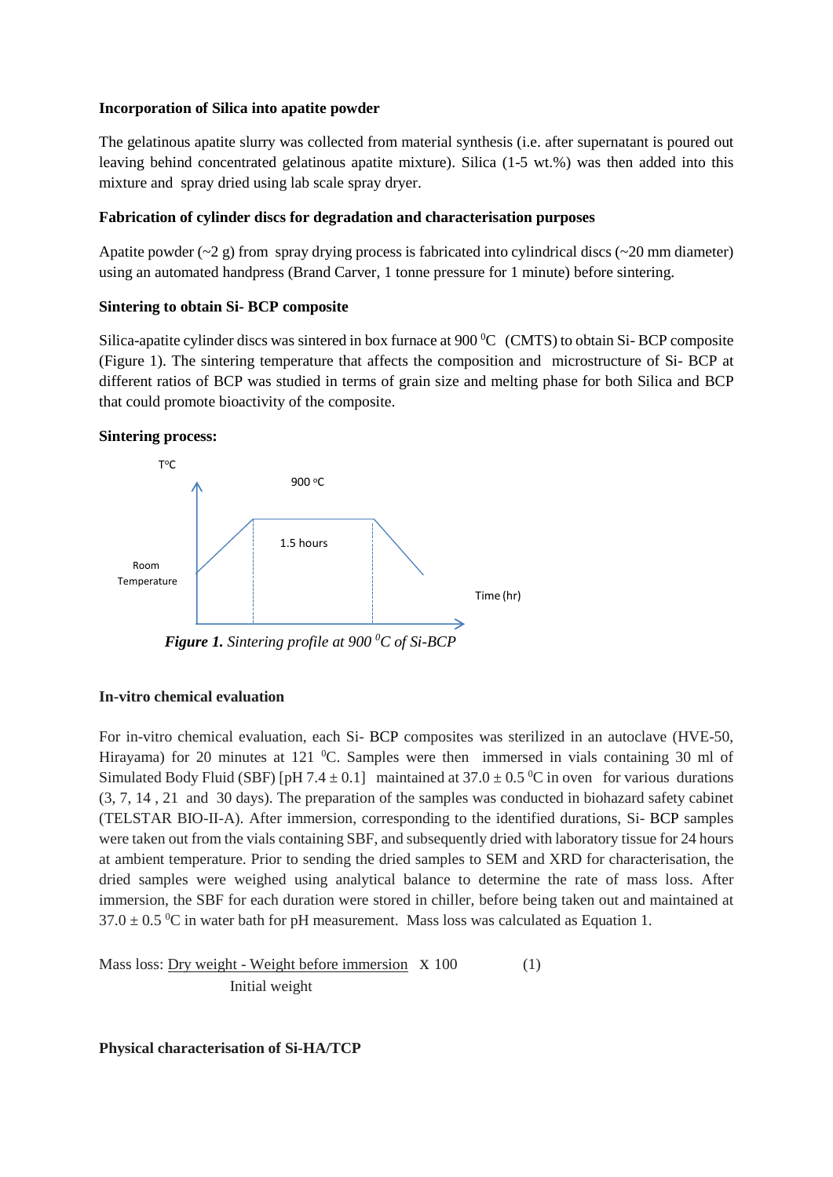**Incorporation of Silica into apatite powder**

The gelatinous apatite slurry was collected from material synthesis (i.e. after supernatant is poured out leaving behind concentrated gelatinous apatite mixture). Silica (1-5 wt.%) was then added into this mixture and spray dried using lab scale spray dryer.

**Fabrication of cylinder discs for degradation and characterisation purposes**

Apatite powder (~2 g) from spray drying process is fabricated into cylindrical discs (~20 mm diameter) using an automated handpress (Brand Carver, 1 tonne pressure for 1 minute) before sintering.

**Sintering to obtain Si- BCP composite**

Silica-apatite cylinder discs was sintered in box furnace at 900 $^0$C (CMTS) to obtain Si- BCP composite (Figure 1). The sintering temperature that affects the composition and microstructure of Si- BCP at different ratios of BCP was studied in terms of grain size and melting phase for both Silica and BCP that could promote bioactivity of the composite.

**Sintering process:**

T°C

900 °C

1.5 hours

Room Temperature

Time (hr)

***Figure 1.*** *Sintering profile at 900 $^0$C of Si-BCP*

**In-vitro chemical evaluation**

For in-vitro chemical evaluation, each Si- BCP composites was sterilized in an autoclave (HVE-50, Hirayama) for 20 minutes at 121 $^0$C. Samples were then immersed in vials containing 30 ml of Simulated Body Fluid (SBF) [pH 7.4 ± 0.1] maintained at 37.0 ± 0.5 $^0$C in oven for various durations (3, 7, 14 , 21 and 30 days). The preparation of the samples was conducted in biohazard safety cabinet (TELSTAR BIO-II-A). After immersion, corresponding to the identified durations, Si- BCP samples were taken out from the vials containing SBF, and subsequently dried with laboratory tissue for 24 hours at ambient temperature. Prior to sending the dried samples to SEM and XRD for characterisation, the dried samples were weighed using analytical balance to determine the rate of mass loss. After immersion, the SBF for each duration were stored in chiller, before being taken out and maintained at 37.0 ± 0.5 $^0$C in water bath for pH measurement. Mass loss was calculated as Equation 1.

$$\text{Mass loss: } \frac{\text{Dry weight - Weight before immersion}}{\text{Initial weight}} \times 100 \qquad (1)$$

**Physical characterisation of Si-HA/TCP**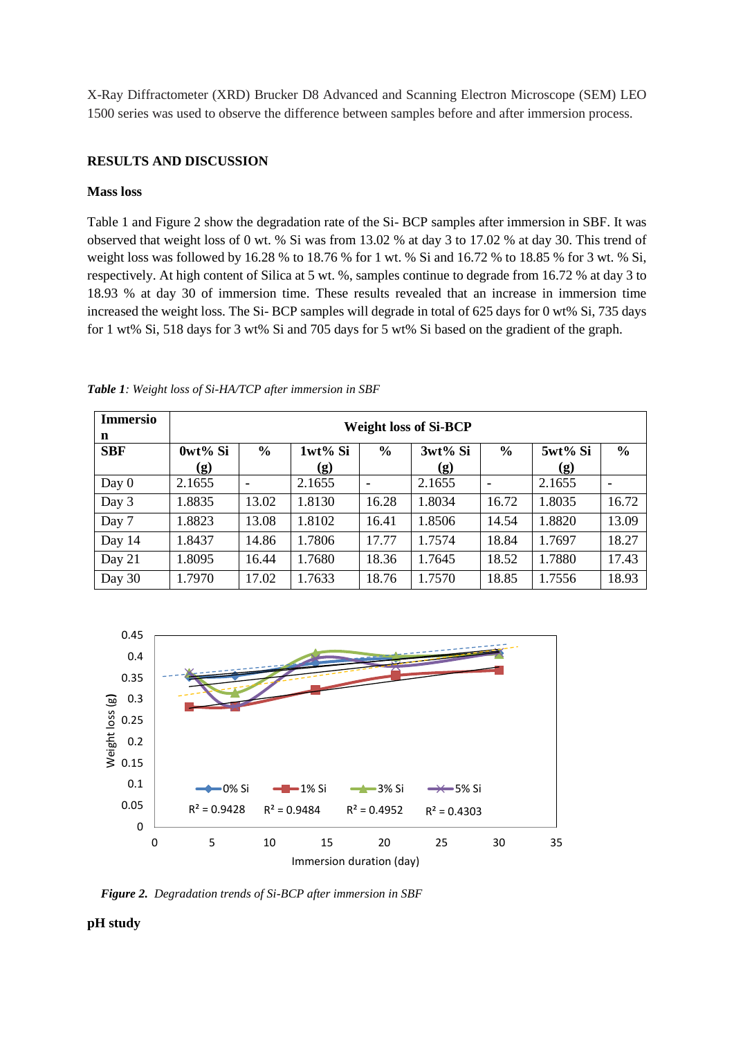X-Ray Diffractometer (XRD) Brucker D8 Advanced and Scanning Electron Microscope (SEM) LEO 1500 series was used to observe the difference between samples before and after immersion process.

## RESULTS AND DISCUSSION

### Mass loss

Table 1 and Figure 2 show the degradation rate of the Si- BCP samples after immersion in SBF. It was observed that weight loss of 0 wt. % Si was from 13.02 % at day 3 to 17.02 % at day 30. This trend of weight loss was followed by 16.28 % to 18.76 % for 1 wt. % Si and 16.72 % to 18.85 % for 3 wt. % Si, respectively. At high content of Silica at 5 wt. %, samples continue to degrade from 16.72 % at day 3 to 18.93 % at day 30 of immersion time. These results revealed that an increase in immersion time increased the weight loss. The Si- BCP samples will degrade in total of 625 days for 0 wt% Si, 735 days for 1 wt% Si, 518 days for 3 wt% Si and 705 days for 5 wt% Si based on the gradient of the graph.

***Table 1**: Weight loss of Si-HA/TCP after immersion in SBF*

| **Immersion** | **Weight loss of Si-BCP** | | | | | | | |
|---|---|---|---|---|---|---|---|---|
| **SBF** | **0wt% Si (g)** | **%** | **1wt% Si (g)** | **%** | **3wt% Si (g)** | **%** | **5wt% Si (g)** | **%** |
| Day 0 | 2.1655 | - | 2.1655 | - | 2.1655 | - | 2.1655 | - |
| Day 3 | 1.8835 | 13.02 | 1.8130 | 16.28 | 1.8034 | 16.72 | 1.8035 | 16.72 |
| Day 7 | 1.8823 | 13.08 | 1.8102 | 16.41 | 1.8506 | 14.54 | 1.8820 | 13.09 |
| Day 14 | 1.8437 | 14.86 | 1.7806 | 17.77 | 1.7574 | 18.84 | 1.7697 | 18.27 |
| Day 21 | 1.8095 | 16.44 | 1.7680 | 18.36 | 1.7645 | 18.52 | 1.7880 | 17.43 |
| Day 30 | 1.7970 | 17.02 | 1.7633 | 18.76 | 1.7570 | 18.85 | 1.7556 | 18.93 |

***Figure 2.** Degradation trends of Si-BCP after immersion in SBF*

### pH study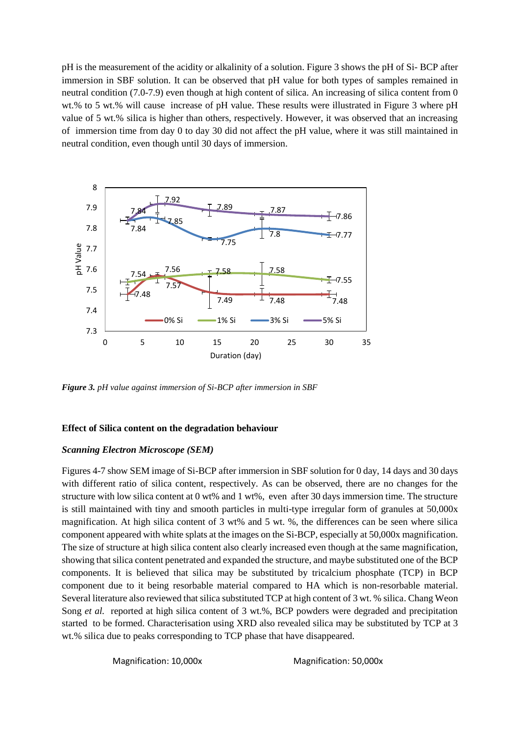pH is the measurement of the acidity or alkalinity of a solution. Figure 3 shows the pH of Si- BCP after immersion in SBF solution. It can be observed that pH value for both types of samples remained in neutral condition (7.0-7.9) even though at high content of silica. An increasing of silica content from 0 wt.% to 5 wt.% will cause increase of pH value. These results were illustrated in Figure 3 where pH value of 5 wt.% silica is higher than others, respectively. However, it was observed that an increasing of immersion time from day 0 to day 30 did not affect the pH value, where it was still maintained in neutral condition, even though until 30 days of immersion.

***Figure 3.*** *pH value against immersion of Si-BCP after immersion in SBF*

**Effect of Silica content on the degradation behaviour**

***Scanning Electron Microscope (SEM)***

Figures 4-7 show SEM image of Si-BCP after immersion in SBF solution for 0 day, 14 days and 30 days with different ratio of silica content, respectively. As can be observed, there are no changes for the structure with low silica content at 0 wt% and 1 wt%, even after 30 days immersion time. The structure is still maintained with tiny and smooth particles in multi-type irregular form of granules at 50,000x magnification. At high silica content of 3 wt% and 5 wt. %, the differences can be seen where silica component appeared with white splats at the images on the Si-BCP, especially at 50,000x magnification. The size of structure at high silica content also clearly increased even though at the same magnification, showing that silica content penetrated and expanded the structure, and maybe substituted one of the BCP components. It is believed that silica may be substituted by tricalcium phosphate (TCP) in BCP component due to it being resorbable material compared to HA which is non-resorbable material. Several literature also reviewed that silica substituted TCP at high content of 3 wt. % silica. Chang Weon Song *et al.* reported at high silica content of 3 wt.%, BCP powders were degraded and precipitation started to be formed. Characterisation using XRD also revealed silica may be substituted by TCP at 3 wt.% silica due to peaks corresponding to TCP phase that have disappeared.

Magnification: 10,000x Magnification: 50,000x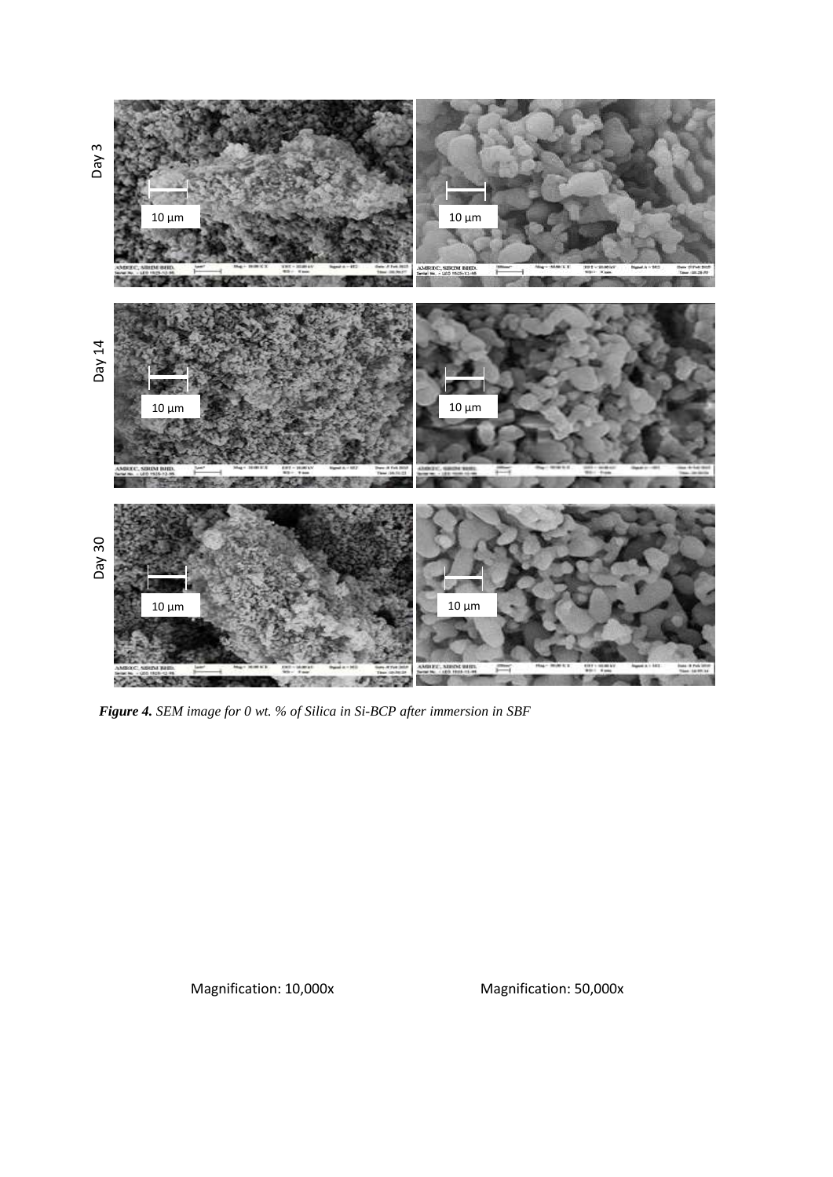*Figure 4. SEM image for 0 wt. % of Silica in Si-BCP after immersion in SBF*

Magnification: 10,000x Magnification: 50,000x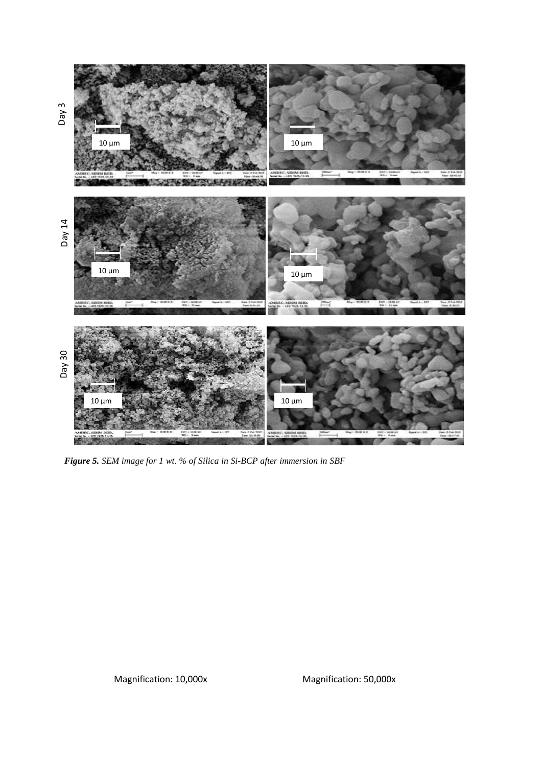*__Figure 5.__ SEM image for 1 wt. % of Silica in Si-BCP after immersion in SBF*

Magnification: 10,000x Magnification: 50,000x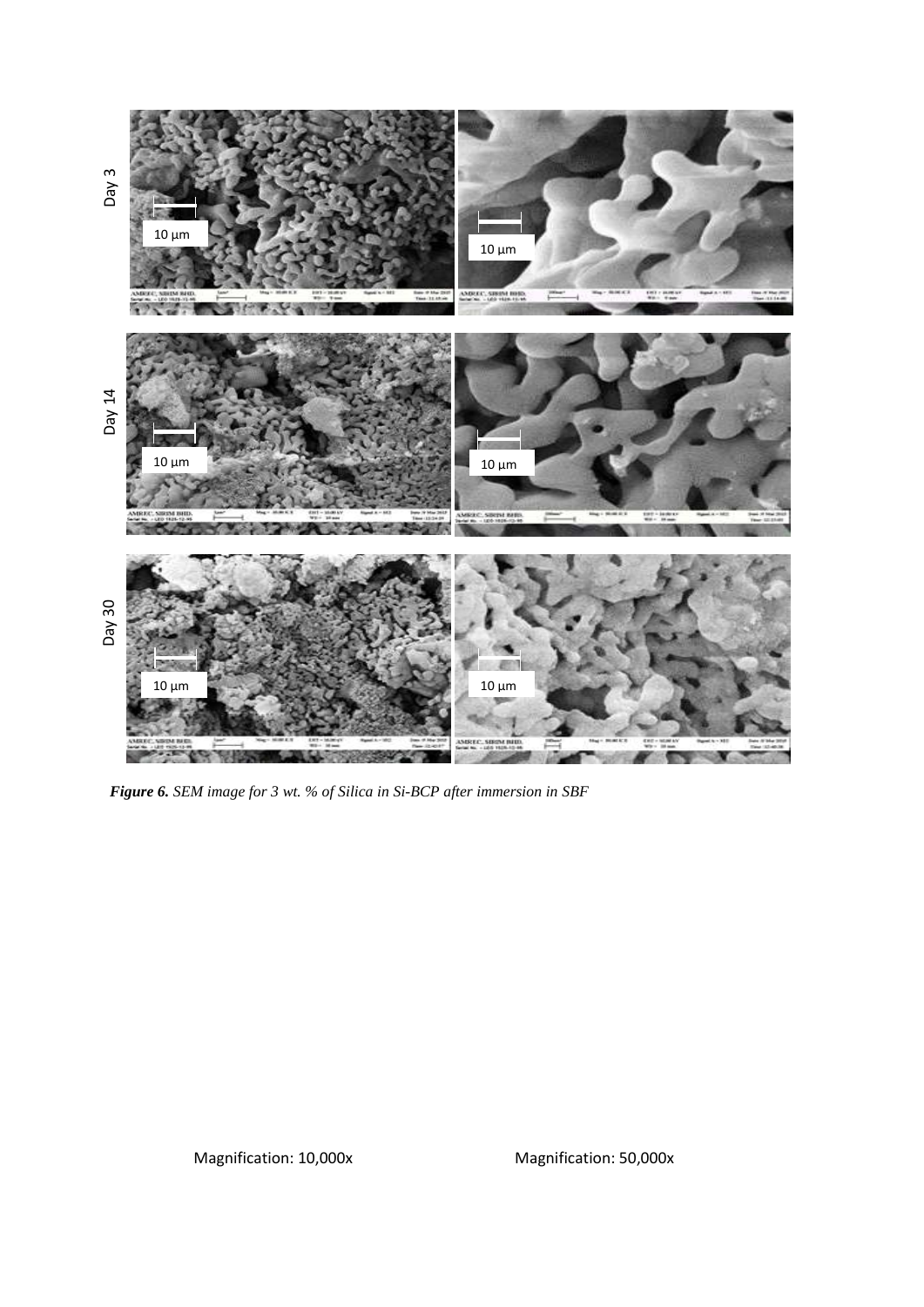*Figure 6. SEM image for 3 wt. % of Silica in Si-BCP after immersion in SBF*

Magnification: 10,000x Magnification: 50,000x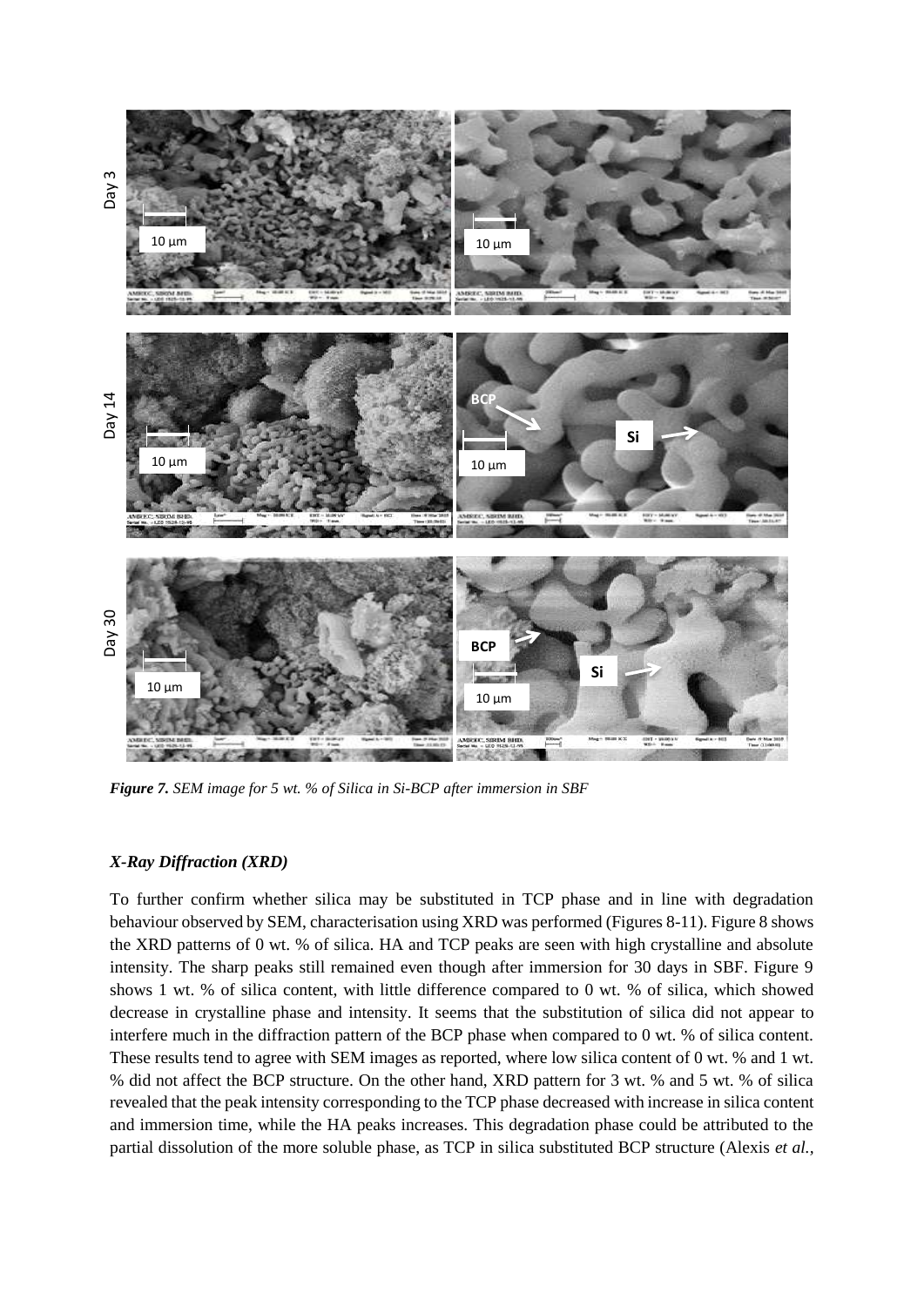*Figure 7. SEM image for 5 wt. % of Silica in Si-BCP after immersion in SBF*

### *X-Ray Diffraction (XRD)*

To further confirm whether silica may be substituted in TCP phase and in line with degradation behaviour observed by SEM, characterisation using XRD was performed (Figures 8-11). Figure 8 shows the XRD patterns of 0 wt. % of silica. HA and TCP peaks are seen with high crystalline and absolute intensity. The sharp peaks still remained even though after immersion for 30 days in SBF. Figure 9 shows 1 wt. % of silica content, with little difference compared to 0 wt. % of silica, which showed decrease in crystalline phase and intensity. It seems that the substitution of silica did not appear to interfere much in the diffraction pattern of the BCP phase when compared to 0 wt. % of silica content. These results tend to agree with SEM images as reported, where low silica content of 0 wt. % and 1 wt. % did not affect the BCP structure. On the other hand, XRD pattern for 3 wt. % and 5 wt. % of silica revealed that the peak intensity corresponding to the TCP phase decreased with increase in silica content and immersion time, while the HA peaks increases. This degradation phase could be attributed to the partial dissolution of the more soluble phase, as TCP in silica substituted BCP structure (Alexis *et al.*,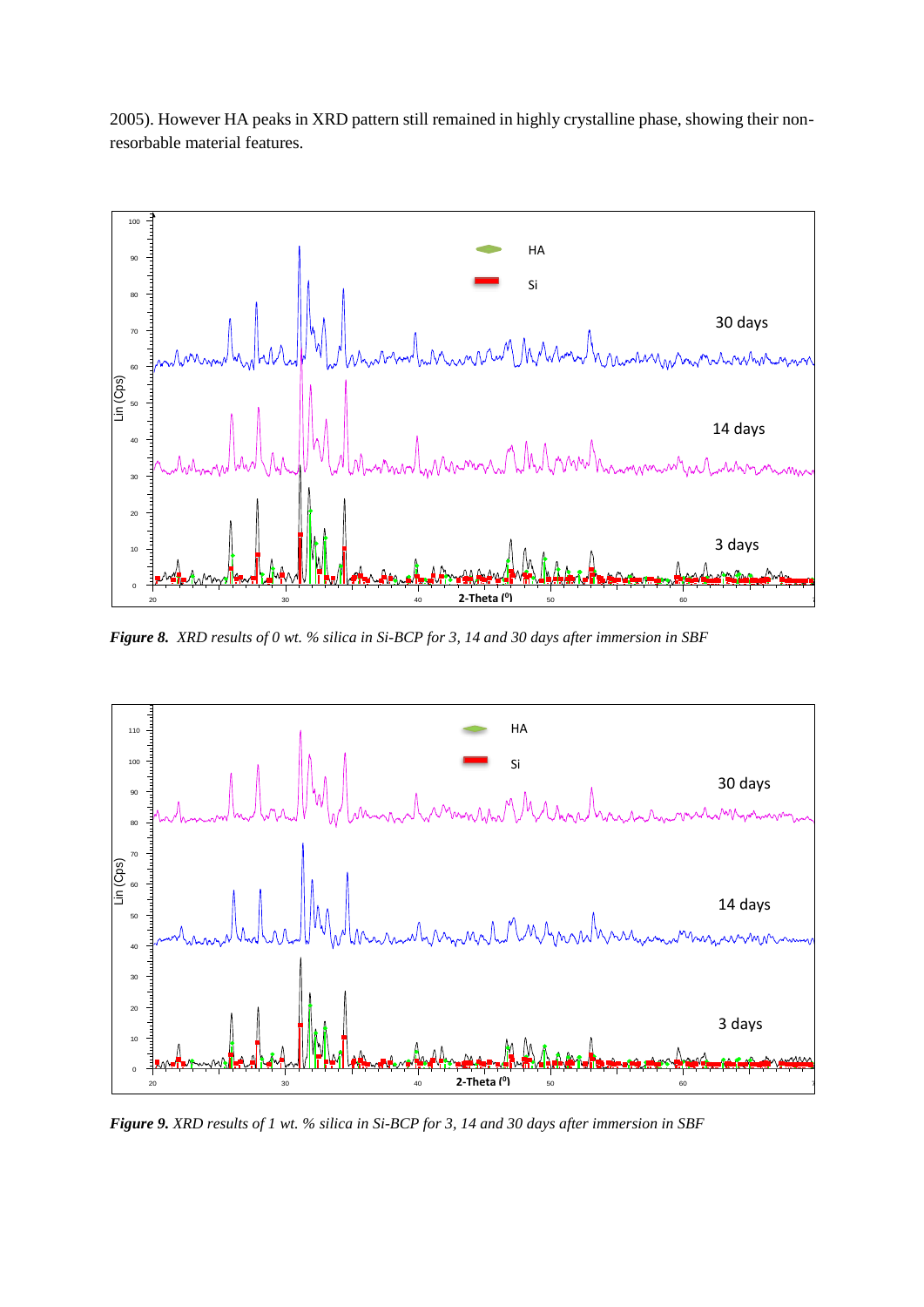2005). However HA peaks in XRD pattern still remained in highly crystalline phase, showing their non-resorbable material features.

*Figure 8. XRD results of 0 wt. % silica in Si-BCP for 3, 14 and 30 days after immersion in SBF*

*Figure 9. XRD results of 1 wt. % silica in Si-BCP for 3, 14 and 30 days after immersion in SBF*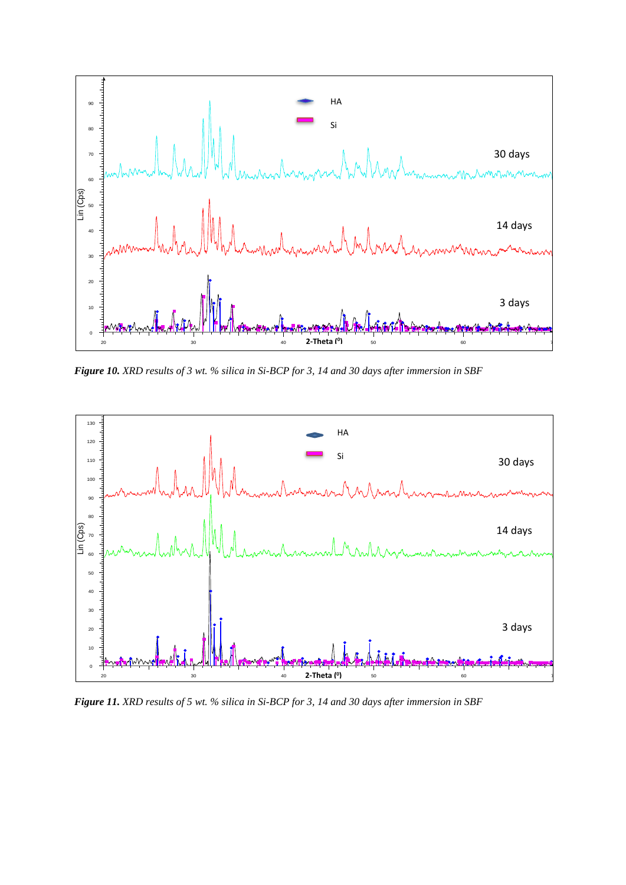***Figure 10.*** *XRD results of 3 wt. % silica in Si-BCP for 3, 14 and 30 days after immersion in SBF*

***Figure 11.*** *XRD results of 5 wt. % silica in Si-BCP for 3, 14 and 30 days after immersion in SBF*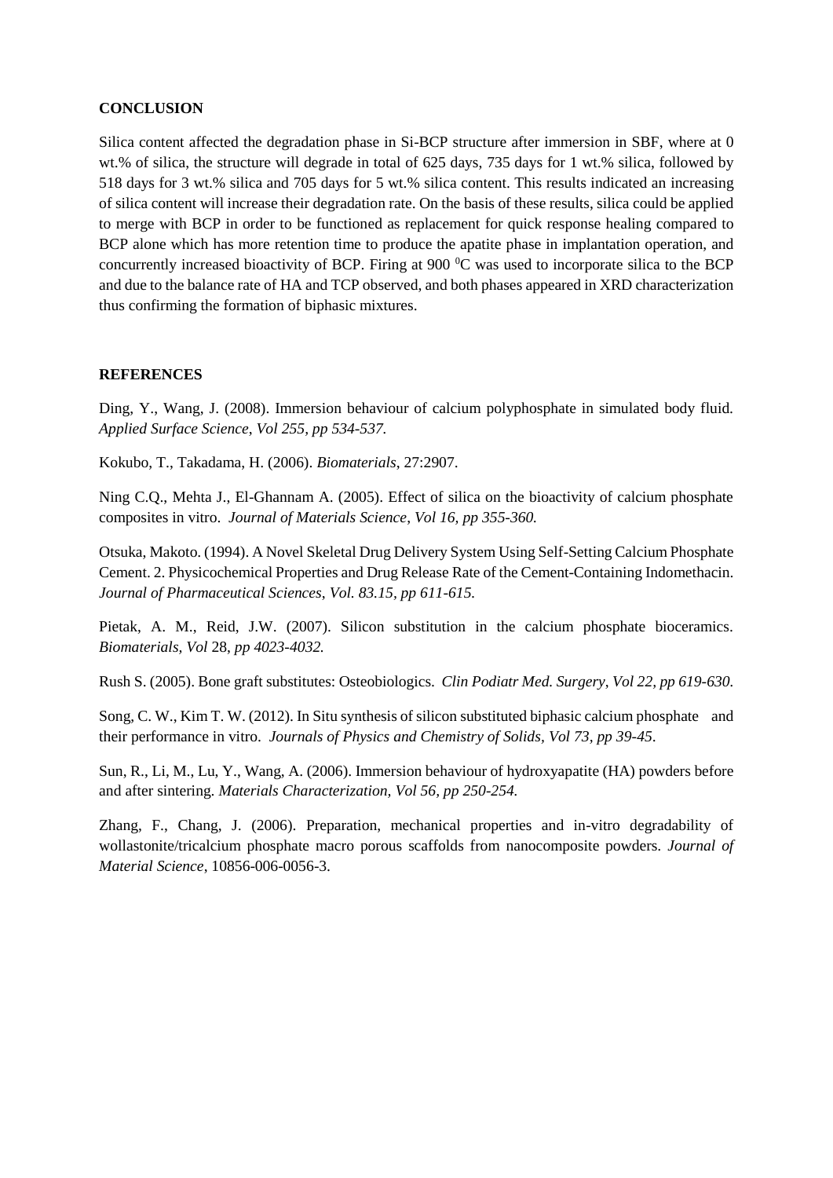**CONCLUSION**

Silica content affected the degradation phase in Si-BCP structure after immersion in SBF, where at 0 wt.% of silica, the structure will degrade in total of 625 days, 735 days for 1 wt.% silica, followed by 518 days for 3 wt.% silica and 705 days for 5 wt.% silica content. This results indicated an increasing of silica content will increase their degradation rate. On the basis of these results, silica could be applied to merge with BCP in order to be functioned as replacement for quick response healing compared to BCP alone which has more retention time to produce the apatite phase in implantation operation, and concurrently increased bioactivity of BCP. Firing at 900 $^0$C was used to incorporate silica to the BCP and due to the balance rate of HA and TCP observed, and both phases appeared in XRD characterization thus confirming the formation of biphasic mixtures.

**REFERENCES**

Ding, Y., Wang, J. (2008). Immersion behaviour of calcium polyphosphate in simulated body fluid. *Applied Surface Science, Vol 255, pp 534-537.*

Kokubo, T., Takadama, H. (2006). *Biomaterials*, 27:2907.

Ning C.Q., Mehta J., El-Ghannam A. (2005). Effect of silica on the bioactivity of calcium phosphate composites in vitro. *Journal of Materials Science, Vol 16, pp 355-360.*

Otsuka, Makoto. (1994). A Novel Skeletal Drug Delivery System Using Self-Setting Calcium Phosphate Cement. 2. Physicochemical Properties and Drug Release Rate of the Cement-Containing Indomethacin. *Journal of Pharmaceutical Sciences, Vol. 83.15, pp 611-615.*

Pietak, A. M., Reid, J.W. (2007). Silicon substitution in the calcium phosphate bioceramics. *Biomaterials, Vol* 28, *pp 4023-4032.*

Rush S. (2005). Bone graft substitutes: Osteobiologics. *Clin Podiatr Med. Surgery, Vol 22, pp 619-630.*

Song, C. W., Kim T. W. (2012). In Situ synthesis of silicon substituted biphasic calcium phosphate and their performance in vitro. *Journals of Physics and Chemistry of Solids, Vol 73, pp 39-45.*

Sun, R., Li, M., Lu, Y., Wang, A. (2006). Immersion behaviour of hydroxyapatite (HA) powders before and after sintering. *Materials Characterization, Vol 56, pp 250-254.*

Zhang, F., Chang, J. (2006). Preparation, mechanical properties and in-vitro degradability of wollastonite/tricalcium phosphate macro porous scaffolds from nanocomposite powders. *Journal of Material Science*, 10856-006-0056-3.